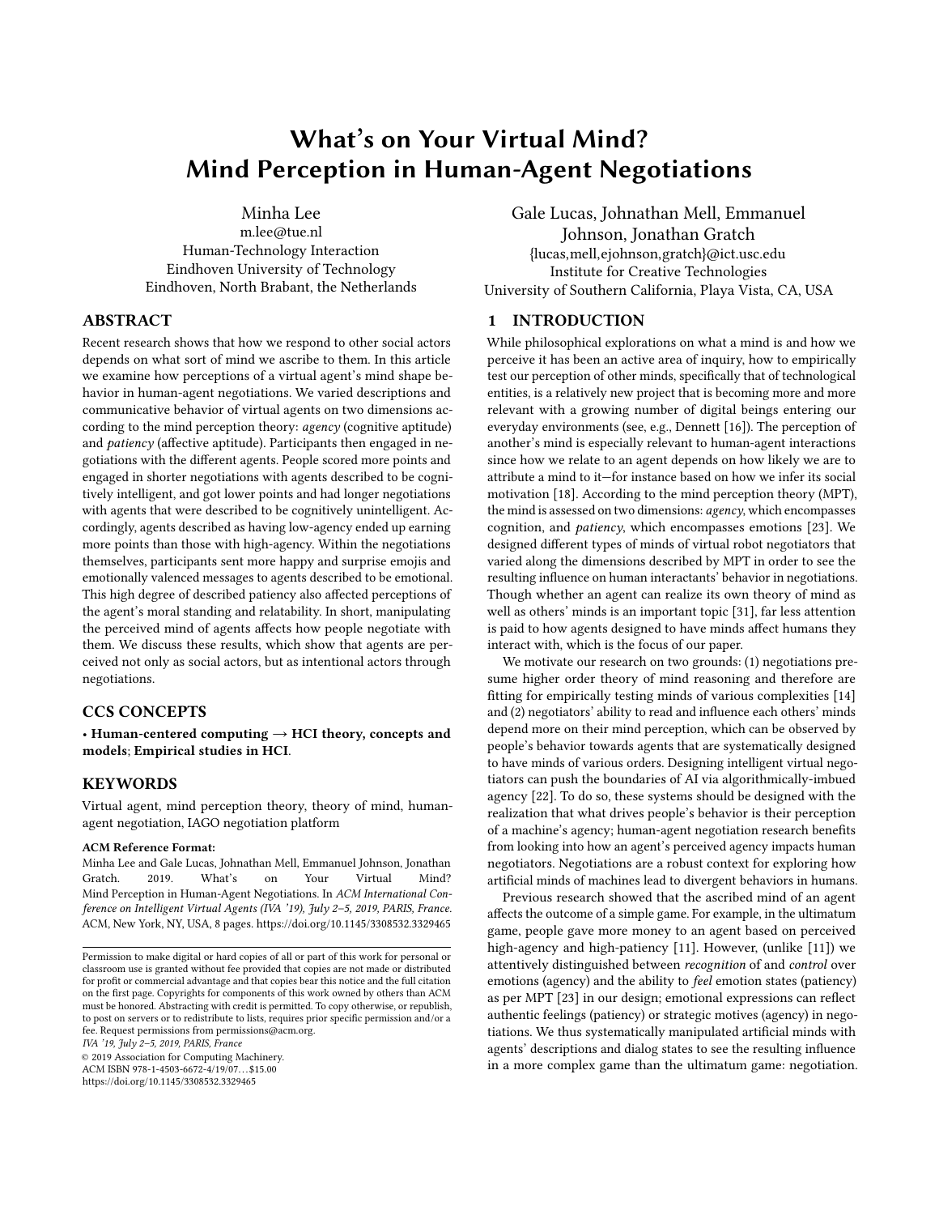# What's on Your Virtual Mind? Mind Perception in Human-Agent Negotiations

Minha Lee
m.lee@tue.nl
Human-Technology Interaction
Eindhoven University of Technology
Eindhoven, North Brabant, the Netherlands

Gale Lucas, Johnathan Mell, Emmanuel Johnson, Jonathan Gratch
{lucas,mell,ejohnson,gratch}@ict.usc.edu
Institute for Creative Technologies
University of Southern California, Playa Vista, CA, USA

## ABSTRACT

Recent research shows that how we respond to other social actors depends on what sort of mind we ascribe to them. In this article we examine how perceptions of a virtual agent's mind shape behavior in human-agent negotiations. We varied descriptions and communicative behavior of virtual agents on two dimensions according to the mind perception theory: *agency* (cognitive aptitude) and *patiency* (affective aptitude). Participants then engaged in negotiations with the different agents. People scored more points and engaged in shorter negotiations with agents described to be cognitively intelligent, and got lower points and had longer negotiations with agents that were described to be cognitively unintelligent. Accordingly, agents described as having low-agency ended up earning more points than those with high-agency. Within the negotiations themselves, participants sent more happy and surprise emojis and emotionally valenced messages to agents described to be emotional. This high degree of described patiency also affected perceptions of the agent's moral standing and relatability. In short, manipulating the perceived mind of agents affects how people negotiate with them. We discuss these results, which show that agents are perceived not only as social actors, but as intentional actors through negotiations.

## CCS CONCEPTS

• **Human-centered computing → HCI theory, concepts and models**; **Empirical studies in HCI**.

## KEYWORDS

Virtual agent, mind perception theory, theory of mind, human-agent negotiation, IAGO negotiation platform

**ACM Reference Format:**
Minha Lee and Gale Lucas, Johnathan Mell, Emmanuel Johnson, Jonathan Gratch. 2019. What's on Your Virtual Mind? Mind Perception in Human-Agent Negotiations. In *ACM International Conference on Intelligent Virtual Agents (IVA '19), July 2–5, 2019, PARIS, France.* ACM, New York, NY, USA, 8 pages. https://doi.org/10.1145/3308532.3329465

Permission to make digital or hard copies of all or part of this work for personal or classroom use is granted without fee provided that copies are not made or distributed for profit or commercial advantage and that copies bear this notice and the full citation on the first page. Copyrights for components of this work owned by others than ACM must be honored. Abstracting with credit is permitted. To copy otherwise, or republish, to post on servers or to redistribute to lists, requires prior specific permission and/or a fee. Request permissions from permissions@acm.org.
*IVA '19, July 2–5, 2019, PARIS, France*
© 2019 Association for Computing Machinery.
ACM ISBN 978-1-4503-6672-4/19/07...$15.00
https://doi.org/10.1145/3308532.3329465

## 1 INTRODUCTION

While philosophical explorations on what a mind is and how we perceive it has been an active area of inquiry, how to empirically test our perception of other minds, specifically that of technological entities, is a relatively new project that is becoming more and more relevant with a growing number of digital beings entering our everyday environments (see, e.g., Dennett [16]). The perception of another's mind is especially relevant to human-agent interactions since how we relate to an agent depends on how likely we are to attribute a mind to it—for instance based on how we infer its social motivation [18]. According to the mind perception theory (MPT), the mind is assessed on two dimensions: *agency*, which encompasses cognition, and *patiency*, which encompasses emotions [23]. We designed different types of minds of virtual robot negotiators that varied along the dimensions described by MPT in order to see the resulting influence on human interactants' behavior in negotiations. Though whether an agent can realize its own theory of mind as well as others' minds is an important topic [31], far less attention is paid to how agents designed to have minds affect humans they interact with, which is the focus of our paper.

We motivate our research on two grounds: (1) negotiations presume higher order theory of mind reasoning and therefore are fitting for empirically testing minds of various complexities [14] and (2) negotiators' ability to read and influence each others' minds depend more on their mind perception, which can be observed by people's behavior towards agents that are systematically designed to have minds of various orders. Designing intelligent virtual negotiators can push the boundaries of AI via algorithmically-imbued agency [22]. To do so, these systems should be designed with the realization that what drives people's behavior is their perception of a machine's agency; human-agent negotiation research benefits from looking into how an agent's perceived agency impacts human negotiators. Negotiations are a robust context for exploring how artificial minds of machines lead to divergent behaviors in humans.

Previous research showed that the ascribed mind of an agent affects the outcome of a simple game. For example, in the ultimatum game, people gave more money to an agent based on perceived high-agency and high-patiency [11]. However, (unlike [11]) we attentively distinguished between *recognition* of and *control* over emotions (agency) and the ability to *feel* emotion states (patiency) as per MPT [23] in our design; emotional expressions can reflect authentic feelings (patiency) or strategic motives (agency) in negotiations. We thus systematically manipulated artificial minds with agents' descriptions and dialog states to see the resulting influence in a more complex game than the ultimatum game: negotiation.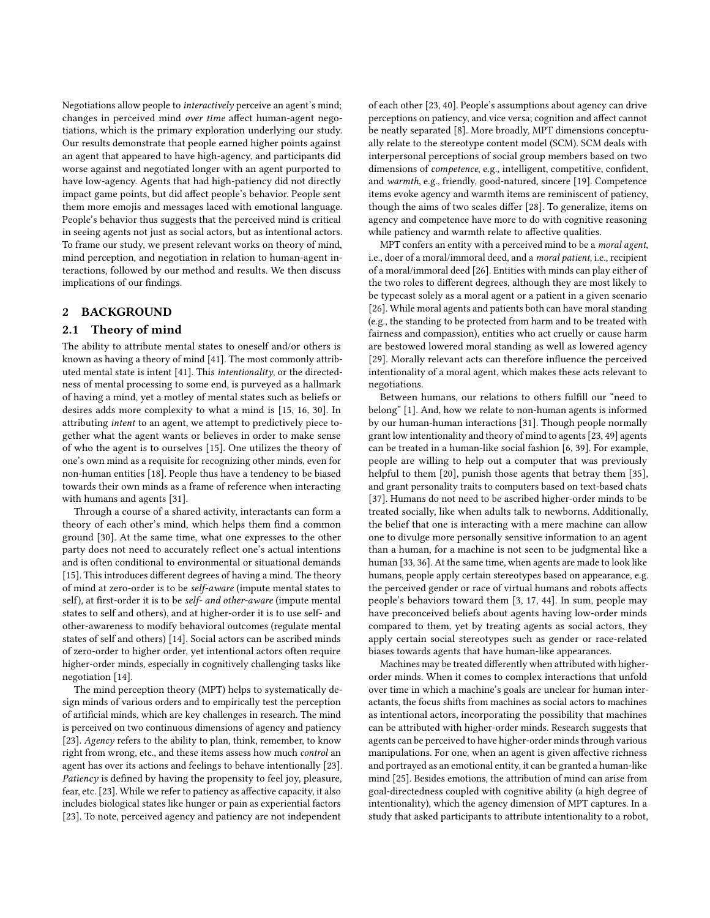Negotiations allow people to *interactively* perceive an agent's mind; changes in perceived mind *over time* affect human-agent negotiations, which is the primary exploration underlying our study. Our results demonstrate that people earned higher points against an agent that appeared to have high-agency, and participants did worse against and negotiated longer with an agent purported to have low-agency. Agents that had high-patiency did not directly impact game points, but did affect people's behavior. People sent them more emojis and messages laced with emotional language. People's behavior thus suggests that the perceived mind is critical in seeing agents not just as social actors, but as intentional actors. To frame our study, we present relevant works on theory of mind, mind perception, and negotiation in relation to human-agent interactions, followed by our method and results. We then discuss implications of our findings.

## 2 BACKGROUND

### 2.1 Theory of mind

The ability to attribute mental states to oneself and/or others is known as having a theory of mind [41]. The most commonly attributed mental state is intent [41]. This *intentionality*, or the directedness of mental processing to some end, is purveyed as a hallmark of having a mind, yet a motley of mental states such as beliefs or desires adds more complexity to what a mind is [15, 16, 30]. In attributing *intent* to an agent, we attempt to predictively piece together what the agent wants or believes in order to make sense of who the agent is to ourselves [15]. One utilizes the theory of one's own mind as a requisite for recognizing other minds, even for non-human entities [18]. People thus have a tendency to be biased towards their own minds as a frame of reference when interacting with humans and agents [31].

Through a course of a shared activity, interactants can form a theory of each other's mind, which helps them find a common ground [30]. At the same time, what one expresses to the other party does not need to accurately reflect one's actual intentions and is often conditional to environmental or situational demands [15]. This introduces different degrees of having a mind. The theory of mind at zero-order is to be *self-aware* (impute mental states to self), at first-order it is to be *self- and other-aware* (impute mental states to self and others), and at higher-order it is to use self- and other-awareness to modify behavioral outcomes (regulate mental states of self and others) [14]. Social actors can be ascribed minds of zero-order to higher order, yet intentional actors often require higher-order minds, especially in cognitively challenging tasks like negotiation [14].

The mind perception theory (MPT) helps to systematically design minds of various orders and to empirically test the perception of artificial minds, which are key challenges in research. The mind is perceived on two continuous dimensions of agency and patiency [23]. *Agency* refers to the ability to plan, think, remember, to know right from wrong, etc., and these items assess how much *control* an agent has over its actions and feelings to behave intentionally [23]. *Patiency* is defined by having the propensity to feel joy, pleasure, fear, etc. [23]. While we refer to patiency as affective capacity, it also includes biological states like hunger or pain as experiential factors [23]. To note, perceived agency and patiency are not independent of each other [23, 40]. People's assumptions about agency can drive perceptions on patiency, and vice versa; cognition and affect cannot be neatly separated [8]. More broadly, MPT dimensions conceptually relate to the stereotype content model (SCM). SCM deals with interpersonal perceptions of social group members based on two dimensions of *competence*, e.g., intelligent, competitive, confident, and *warmth*, e.g., friendly, good-natured, sincere [19]. Competence items evoke agency and warmth items are reminiscent of patiency, though the aims of two scales differ [28]. To generalize, items on agency and competence have more to do with cognitive reasoning while patiency and warmth relate to affective qualities.

MPT confers an entity with a perceived mind to be a *moral agent*, i.e., doer of a moral/immoral deed, and a *moral patient*, i.e., recipient of a moral/immoral deed [26]. Entities with minds can play either of the two roles to different degrees, although they are most likely to be typecast solely as a moral agent or a patient in a given scenario [26]. While moral agents and patients both can have moral standing (e.g., the standing to be protected from harm and to be treated with fairness and compassion), entities who act cruelly or cause harm are bestowed lowered moral standing as well as lowered agency [29]. Morally relevant acts can therefore influence the perceived intentionality of a moral agent, which makes these acts relevant to negotiations.

Between humans, our relations to others fulfill our "need to belong" [1]. And, how we relate to non-human agents is informed by our human-human interactions [31]. Though people normally grant low intentionality and theory of mind to agents [23, 49] agents can be treated in a human-like social fashion [6, 39]. For example, people are willing to help out a computer that was previously helpful to them [20], punish those agents that betray them [35], and grant personality traits to computers based on text-based chats [37]. Humans do not need to be ascribed higher-order minds to be treated socially, like when adults talk to newborns. Additionally, the belief that one is interacting with a mere machine can allow one to divulge more personally sensitive information to an agent than a human, for a machine is not seen to be judgmental like a human [33, 36]. At the same time, when agents are made to look like humans, people apply certain stereotypes based on appearance, e.g. the perceived gender or race of virtual humans and robots affects people's behaviors toward them [3, 17, 44]. In sum, people may have preconceived beliefs about agents having low-order minds compared to them, yet by treating agents as social actors, they apply certain social stereotypes such as gender or race-related biases towards agents that have human-like appearances.

Machines may be treated differently when attributed with higher-order minds. When it comes to complex interactions that unfold over time in which a machine's goals are unclear for human interactants, the focus shifts from machines as social actors to machines as intentional actors, incorporating the possibility that machines can be attributed with higher-order minds. Research suggests that agents can be perceived to have higher-order minds through various manipulations. For one, when an agent is given affective richness and portrayed as an emotional entity, it can be granted a human-like mind [25]. Besides emotions, the attribution of mind can arise from goal-directedness coupled with cognitive ability (a high degree of intentionality), which the agency dimension of MPT captures. In a study that asked participants to attribute intentionality to a robot,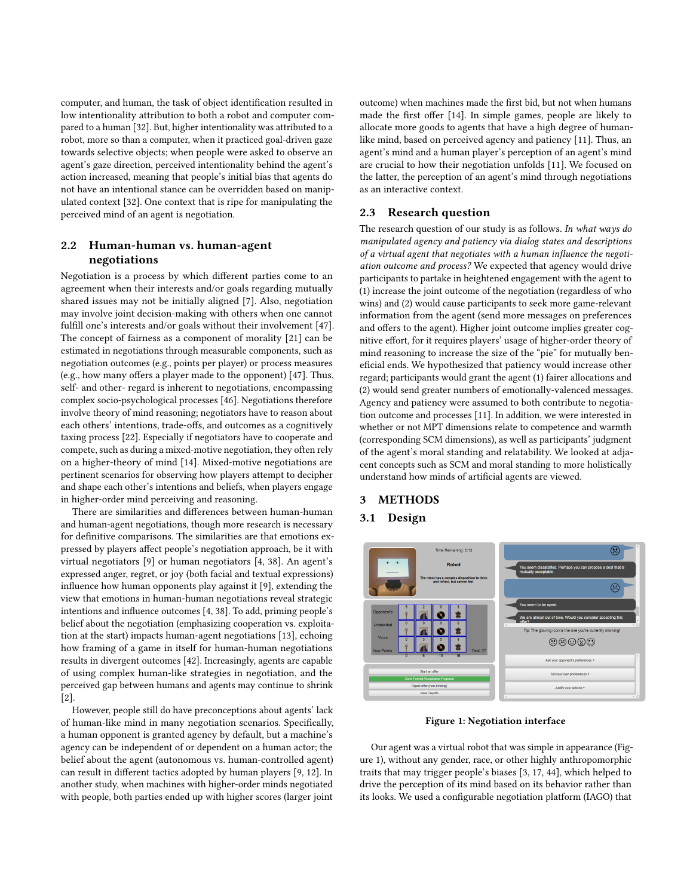computer, and human, the task of object identification resulted in low intentionality attribution to both a robot and computer compared to a human [32]. But, higher intentionality was attributed to a robot, more so than a computer, when it practiced goal-driven gaze towards selective objects; when people were asked to observe an agent's gaze direction, perceived intentionality behind the agent's action increased, meaning that people's initial bias that agents do not have an intentional stance can be overridden based on manipulated context [32]. One context that is ripe for manipulating the perceived mind of an agent is negotiation.

## 2.2 Human-human vs. human-agent negotiations

Negotiation is a process by which different parties come to an agreement when their interests and/or goals regarding mutually shared issues may not be initially aligned [7]. Also, negotiation may involve joint decision-making with others when one cannot fulfill one's interests and/or goals without their involvement [47]. The concept of fairness as a component of morality [21] can be estimated in negotiations through measurable components, such as negotiation outcomes (e.g., points per player) or process measures (e.g., how many offers a player made to the opponent) [47]. Thus, self- and other- regard is inherent to negotiations, encompassing complex socio-psychological processes [46]. Negotiations therefore involve theory of mind reasoning; negotiators have to reason about each others' intentions, trade-offs, and outcomes as a cognitively taxing process [22]. Especially if negotiators have to cooperate and compete, such as during a mixed-motive negotiation, they often rely on a higher-theory of mind [14]. Mixed-motive negotiations are pertinent scenarios for observing how players attempt to decipher and shape each other's intentions and beliefs, when players engage in higher-order mind perceiving and reasoning.

There are similarities and differences between human-human and human-agent negotiations, though more research is necessary for definitive comparisons. The similarities are that emotions expressed by players affect people's negotiation approach, be it with virtual negotiators [9] or human negotiators [4, 38]. An agent's expressed anger, regret, or joy (both facial and textual expressions) influence how human opponents play against it [9], extending the view that emotions in human-human negotiations reveal strategic intentions and influence outcomes [4, 38]. To add, priming people's belief about the negotiation (emphasizing cooperation vs. exploitation at the start) impacts human-agent negotiations [13], echoing how framing of a game in itself for human-human negotiations results in divergent outcomes [42]. Increasingly, agents are capable of using complex human-like strategies in negotiation, and the perceived gap between humans and agents may continue to shrink [2].

However, people still do have preconceptions about agents' lack of human-like mind in many negotiation scenarios. Specifically, a human opponent is granted agency by default, but a machine's agency can be independent of or dependent on a human actor; the belief about the agent (autonomous vs. human-controlled agent) can result in different tactics adopted by human players [9, 12]. In another study, when machines with higher-order minds negotiated with people, both parties ended up with higher scores (larger joint outcome) when machines made the first bid, but not when humans made the first offer [14]. In simple games, people are likely to allocate more goods to agents that have a high degree of human-like mind, based on perceived agency and patiency [11]. Thus, an agent's mind and a human player's perception of an agent's mind are crucial to how their negotiation unfolds [11]. We focused on the latter, the perception of an agent's mind through negotiations as an interactive context.

## 2.3 Research question

The research question of our study is as follows. *In what ways do manipulated agency and patiency via dialog states and descriptions of a virtual agent that negotiates with a human influence the negotiation outcome and process?* We expected that agency would drive participants to partake in heightened engagement with the agent to (1) increase the joint outcome of the negotiation (regardless of who wins) and (2) would cause participants to seek more game-relevant information from the agent (send more messages on preferences and offers to the agent). Higher joint outcome implies greater cognitive effort, for it requires players' usage of higher-order theory of mind reasoning to increase the size of the "pie" for mutually beneficial ends. We hypothesized that patiency would increase other regard; participants would grant the agent (1) fairer allocations and (2) would send greater numbers of emotionally-valenced messages. Agency and patiency were assumed to both contribute to negotiation outcome and processes [11]. In addition, we were interested in whether or not MPT dimensions relate to competence and warmth (corresponding SCM dimensions), as well as participants' judgment of the agent's moral standing and relatability. We looked at adjacent concepts such as SCM and moral standing to more holistically understand how minds of artificial agents are viewed.

# 3 METHODS

## 3.1 Design

**Figure 1: Negotiation interface**

Our agent was a virtual robot that was simple in appearance (Figure 1), without any gender, race, or other highly anthropomorphic traits that may trigger people's biases [3, 17, 44], which helped to drive the perception of its mind based on its behavior rather than its looks. We used a configurable negotiation platform (IAGO) that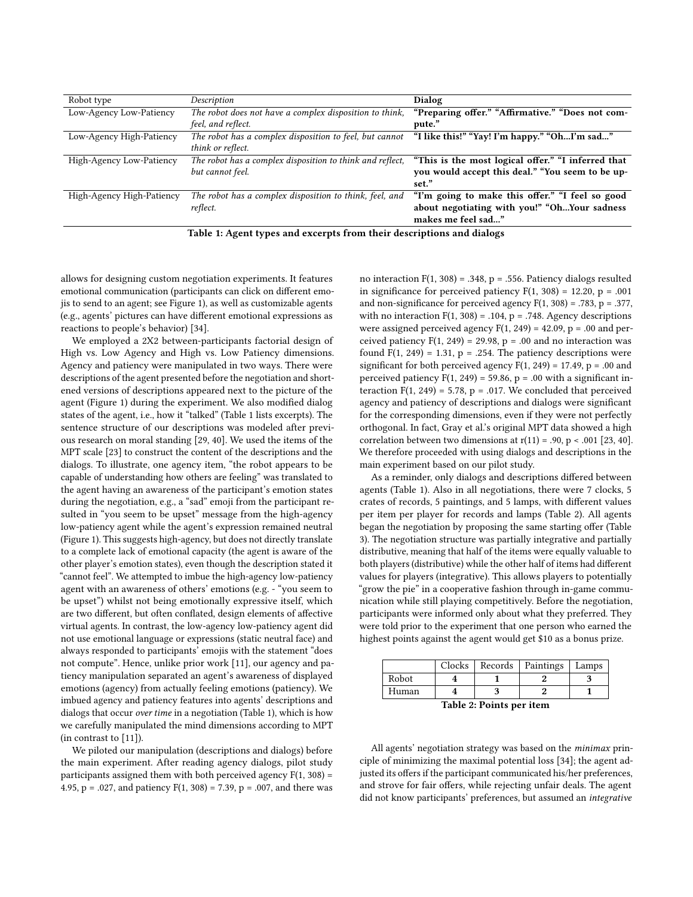| Robot type | *Description* | **Dialog** |
|---|---|---|
| Low-Agency Low-Patiency | *The robot does not have a complex disposition to think, feel, and reflect.* | **"Preparing offer." "Affirmative." "Does not compute."** |
| Low-Agency High-Patiency | *The robot has a complex disposition to feel, but cannot think or reflect.* | **"I like this!" "Yay! I'm happy." "Oh...I'm sad..."** |
| High-Agency Low-Patiency | *The robot has a complex disposition to think and reflect, but cannot feel.* | **"This is the most logical offer." "I inferred that you would accept this deal." "You seem to be upset."** |
| High-Agency High-Patiency | *The robot has a complex disposition to think, feel, and reflect.* | **"I'm going to make this offer." "I feel so good about negotiating with you!" "Oh...Your sadness makes me feel sad..."** |

**Table 1: Agent types and excerpts from their descriptions and dialogs**

allows for designing custom negotiation experiments. It features emotional communication (participants can click on different emojis to send to an agent; see Figure 1), as well as customizable agents (e.g., agents' pictures can have different emotional expressions as reactions to people's behavior) [34].

We employed a 2X2 between-participants factorial design of High vs. Low Agency and High vs. Low Patiency dimensions. Agency and patiency were manipulated in two ways. There were descriptions of the agent presented before the negotiation and shortened versions of descriptions appeared next to the picture of the agent (Figure 1) during the experiment. We also modified dialog states of the agent, i.e., how it "talked" (Table 1 lists excerpts). The sentence structure of our descriptions was modeled after previous research on moral standing [29, 40]. We used the items of the MPT scale [23] to construct the content of the descriptions and the dialogs. To illustrate, one agency item, "the robot appears to be capable of understanding how others are feeling" was translated to the agent having an awareness of the participant's emotion states during the negotiation, e.g., a "sad" emoji from the participant resulted in "you seem to be upset" message from the high-agency low-patiency agent while the agent's expression remained neutral (Figure 1). This suggests high-agency, but does not directly translate to a complete lack of emotional capacity (the agent is aware of the other player's emotion states), even though the description stated it "cannot feel". We attempted to imbue the high-agency low-patiency agent with an awareness of others' emotions (e.g. - "you seem to be upset") whilst not being emotionally expressive itself, which are two different, but often conflated, design elements of affective virtual agents. In contrast, the low-agency low-patiency agent did not use emotional language or expressions (static neutral face) and always responded to participants' emojis with the statement "does not compute". Hence, unlike prior work [11], our agency and patiency manipulation separated an agent's awareness of displayed emotions (agency) from actually feeling emotions (patiency). We imbued agency and patiency features into agents' descriptions and dialogs that occur *over time* in a negotiation (Table 1), which is how we carefully manipulated the mind dimensions according to MPT (in contrast to [11]).

We piloted our manipulation (descriptions and dialogs) before the main experiment. After reading agency dialogs, pilot study participants assigned them with both perceived agency $F(1, 308) = 4.95$, $p = .027$, and patiency $F(1, 308) = 7.39$, $p = .007$, and there was no interaction $F(1, 308) = .348$, $p = .556$. Patiency dialogs resulted in significance for perceived patiency $F(1, 308) = 12.20$, $p = .001$ and non-significance for perceived agency $F(1, 308) = .783$, $p = .377$, with no interaction $F(1, 308) = .104$, $p = .748$. Agency descriptions were assigned perceived agency $F(1, 249) = 42.09$, $p = .00$ and perceived patiency $F(1, 249) = 29.98$, $p = .00$ and no interaction was found $F(1, 249) = 1.31$, $p = .254$. The patiency descriptions were significant for both perceived agency $F(1, 249) = 17.49$, $p = .00$ and perceived patiency $F(1, 249) = 59.86$, $p = .00$ with a significant interaction $F(1, 249) = 5.78$, $p = .017$. We concluded that perceived agency and patiency of descriptions and dialogs were significant for the corresponding dimensions, even if they were not perfectly orthogonal. In fact, Gray et al.'s original MPT data showed a high correlation between two dimensions at $r(11) = .90$, $p < .001$ [23, 40]. We therefore proceeded with using dialogs and descriptions in the main experiment based on our pilot study.

As a reminder, only dialogs and descriptions differed between agents (Table 1). Also in all negotiations, there were 7 clocks, 5 crates of records, 5 paintings, and 5 lamps, with different values per item per player for records and lamps (Table 2). All agents began the negotiation by proposing the same starting offer (Table 3). The negotiation structure was partially integrative and partially distributive, meaning that half of the items were equally valuable to both players (distributive) while the other half of items had different values for players (integrative). This allows players to potentially "grow the pie" in a cooperative fashion through in-game communication while still playing competitively. Before the negotiation, participants were informed only about what they preferred. They were told prior to the experiment that one person who earned the highest points against the agent would get $10 as a bonus prize.

| | Clocks | Records | Paintings | Lamps |
|---|---|---|---|---|
| Robot | **4** | **1** | **2** | **3** |
| Human | **4** | **3** | **2** | **1** |

**Table 2: Points per item**

All agents' negotiation strategy was based on the *minimax* principle of minimizing the maximal potential loss [34]; the agent adjusted its offers if the participant communicated his/her preferences, and strove for fair offers, while rejecting unfair deals. The agent did not know participants' preferences, but assumed an *integrative*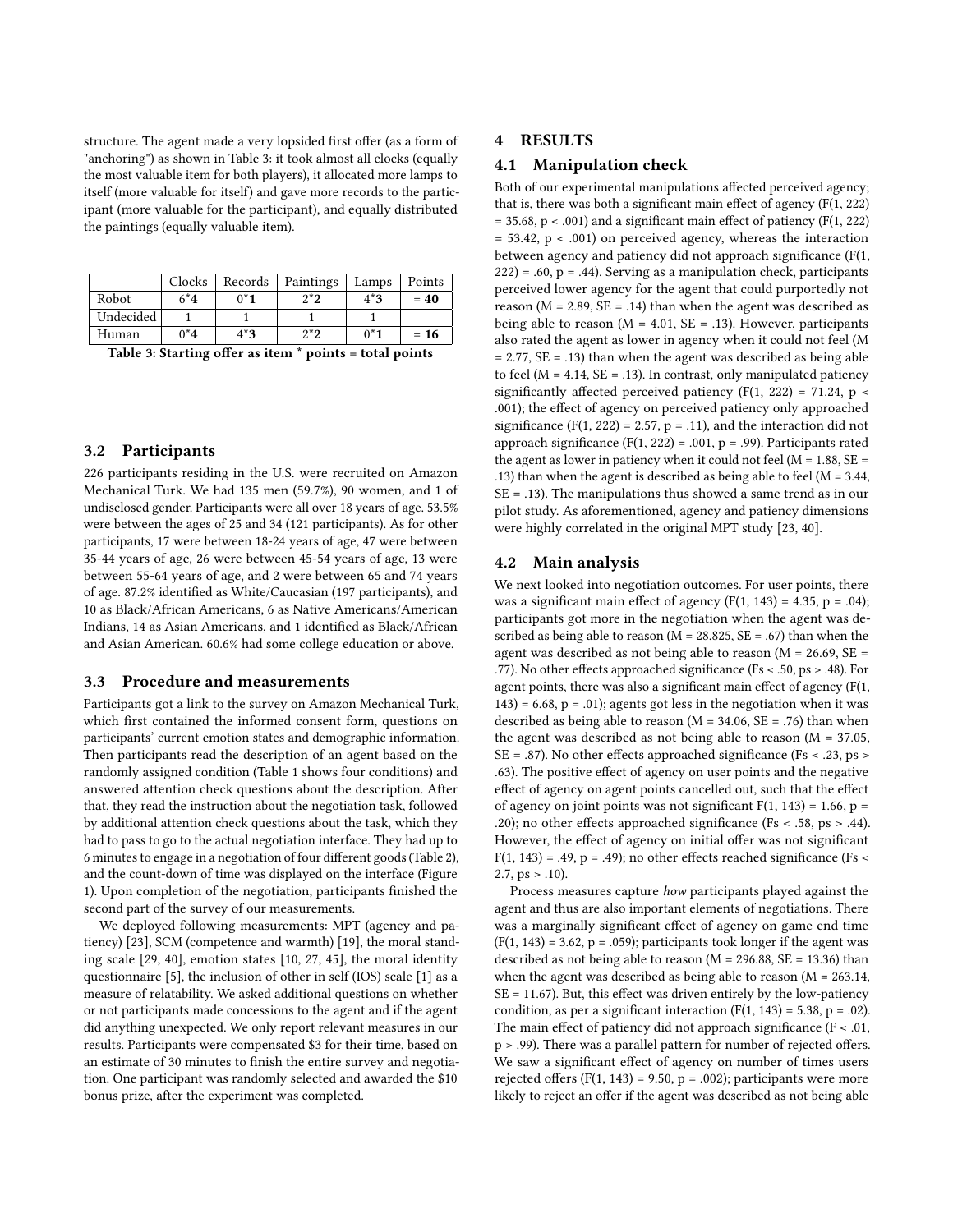structure. The agent made a very lopsided first offer (as a form of "anchoring") as shown in Table 3: it took almost all clocks (equally the most valuable item for both players), it allocated more lamps to itself (more valuable for itself) and gave more records to the participant (more valuable for the participant), and equally distributed the paintings (equally valuable item).

| | Clocks | Records | Paintings | Lamps | Points |
|---|---|---|---|---|---|
| Robot | 6*4 | 0*1 | 2*2 | 4*3 | = 40 |
| Undecided | 1 | 1 | 1 | 1 | |
| Human | 0*4 | 4*3 | 2*2 | 0*1 | = 16 |

**Table 3: Starting offer as item * points = total points**

### 3.2 Participants

226 participants residing in the U.S. were recruited on Amazon Mechanical Turk. We had 135 men (59.7%), 90 women, and 1 of undisclosed gender. Participants were all over 18 years of age. 53.5% were between the ages of 25 and 34 (121 participants). As for other participants, 17 were between 18-24 years of age, 47 were between 35-44 years of age, 26 were between 45-54 years of age, 13 were between 55-64 years of age, and 2 were between 65 and 74 years of age. 87.2% identified as White/Caucasian (197 participants), and 10 as Black/African Americans, 6 as Native Americans/American Indians, 14 as Asian Americans, and 1 identified as Black/African and Asian American. 60.6% had some college education or above.

### 3.3 Procedure and measurements

Participants got a link to the survey on Amazon Mechanical Turk, which first contained the informed consent form, questions on participants' current emotion states and demographic information. Then participants read the description of an agent based on the randomly assigned condition (Table 1 shows four conditions) and answered attention check questions about the description. After that, they read the instruction about the negotiation task, followed by additional attention check questions about the task, which they had to pass to go to the actual negotiation interface. They had up to 6 minutes to engage in a negotiation of four different goods (Table 2), and the count-down of time was displayed on the interface (Figure 1). Upon completion of the negotiation, participants finished the second part of the survey of our measurements.

We deployed following measurements: MPT (agency and patiency) [23], SCM (competence and warmth) [19], the moral standing scale [29, 40], emotion states [10, 27, 45], the moral identity questionnaire [5], the inclusion of other in self (IOS) scale [1] as a measure of relatability. We asked additional questions on whether or not participants made concessions to the agent and if the agent did anything unexpected. We only report relevant measures in our results. Participants were compensated $3 for their time, based on an estimate of 30 minutes to finish the entire survey and negotiation. One participant was randomly selected and awarded the $10 bonus prize, after the experiment was completed.

## 4 RESULTS

### 4.1 Manipulation check

Both of our experimental manipulations affected perceived agency; that is, there was both a significant main effect of agency ($F(1, 222) = 35.68$, $p < .001$) and a significant main effect of patiency ($F(1, 222) = 53.42$, $p < .001$) on perceived agency, whereas the interaction between agency and patiency did not approach significance ($F(1, 222) = .60$, $p = .44$). Serving as a manipulation check, participants perceived lower agency for the agent that could purportedly not reason ($M = 2.89$, $SE = .14$) than when the agent was described as being able to reason ($M = 4.01$, $SE = .13$). However, participants also rated the agent as lower in agency when it could not feel ($M = 2.77$, $SE = .13$) than when the agent was described as being able to feel ($M = 4.14$, $SE = .13$). In contrast, only manipulated patiency significantly affected perceived patiency ($F(1, 222) = 71.24$, $p < .001$); the effect of agency on perceived patiency only approached significance ($F(1, 222) = 2.57$, $p = .11$), and the interaction did not approach significance ($F(1, 222) = .001$, $p = .99$). Participants rated the agent as lower in patiency when it could not feel ($M = 1.88$, $SE = .13$) than when the agent is described as being able to feel ($M = 3.44$, $SE = .13$). The manipulations thus showed a same trend as in our pilot study. As aforementioned, agency and patiency dimensions were highly correlated in the original MPT study [23, 40].

### 4.2 Main analysis

We next looked into negotiation outcomes. For user points, there was a significant main effect of agency ($F(1, 143) = 4.35$, $p = .04$); participants got more in the negotiation when the agent was described as being able to reason ($M = 28.825$, $SE = .67$) than when the agent was described as not being able to reason ($M = 26.69$, $SE = .77$). No other effects approached significance ($Fs < .50$, $ps > .48$). For agent points, there was also a significant main effect of agency ($F(1, 143) = 6.68$, $p = .01$); agents got less in the negotiation when it was described as being able to reason ($M = 34.06$, $SE = .76$) than when the agent was described as not being able to reason ($M = 37.05$, $SE = .87$). No other effects approached significance ($Fs < .23$, $ps > .63$). The positive effect of agency on user points and the negative effect of agency on agent points cancelled out, such that the effect of agency on joint points was not significant $F(1, 143) = 1.66$, $p = .20$); no other effects approached significance ($Fs < .58$, $ps > .44$). However, the effect of agency on initial offer was not significant $F(1, 143) = .49$, $p = .49$); no other effects reached significance ($Fs < 2.7$, $ps > .10$).

Process measures capture *how* participants played against the agent and thus are also important elements of negotiations. There was a marginally significant effect of agency on game end time ($F(1, 143) = 3.62$, $p = .059$); participants took longer if the agent was described as not being able to reason ($M = 296.88$, $SE = 13.36$) than when the agent was described as being able to reason ($M = 263.14$, $SE = 11.67$). But, this effect was driven entirely by the low-patiency condition, as per a significant interaction ($F(1, 143) = 5.38$, $p = .02$). The main effect of patiency did not approach significance ($F < .01$, $p > .99$). There was a parallel pattern for number of rejected offers. We saw a significant effect of agency on number of times users rejected offers ($F(1, 143) = 9.50$, $p = .002$); participants were more likely to reject an offer if the agent was described as not being able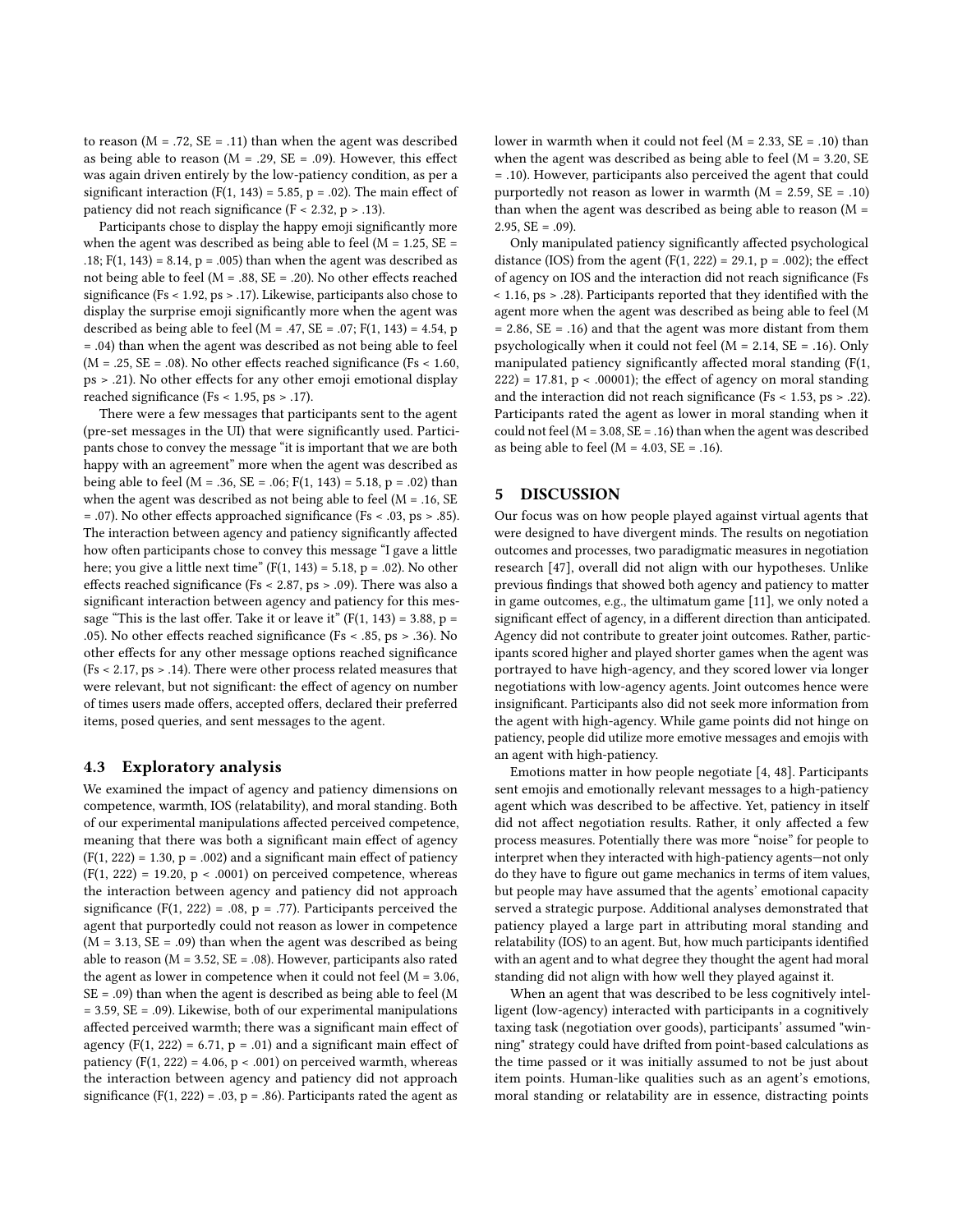to reason (M = .72, SE = .11) than when the agent was described as being able to reason (M = .29, SE = .09). However, this effect was again driven entirely by the low-patiency condition, as per a significant interaction ($F(1, 143) = 5.85$, $p = .02$). The main effect of patiency did not reach significance ($F < 2.32$, $p > .13$).

Participants chose to display the happy emoji significantly more when the agent was described as being able to feel (M = 1.25, SE = .18; $F(1, 143) = 8.14$, $p = .005$) than when the agent was described as not being able to feel (M = .88, SE = .20). No other effects reached significance ($Fs < 1.92$, $ps > .17$). Likewise, participants also chose to display the surprise emoji significantly more when the agent was described as being able to feel (M = .47, SE = .07; $F(1, 143) = 4.54$, $p = .04$) than when the agent was described as not being able to feel (M = .25, SE = .08). No other effects reached significance ($Fs < 1.60$, $ps > .21$). No other effects for any other emoji emotional display reached significance ($Fs < 1.95$, $ps > .17$).

There were a few messages that participants sent to the agent (pre-set messages in the UI) that were significantly used. Participants chose to convey the message "it is important that we are both happy with an agreement" more when the agent was described as being able to feel (M = .36, SE = .06; $F(1, 143) = 5.18$, $p = .02$) than when the agent was described as not being able to feel (M = .16, SE = .07). No other effects approached significance ($Fs < .03$, $ps > .85$). The interaction between agency and patiency significantly affected how often participants chose to convey this message "I gave a little here; you give a little next time" ($F(1, 143) = 5.18$, $p = .02$). No other effects reached significance ($Fs < 2.87$, $ps > .09$). There was also a significant interaction between agency and patiency for this message "This is the last offer. Take it or leave it" ($F(1, 143) = 3.88$, $p = .05$). No other effects reached significance ($Fs < .85$, $ps > .36$). No other effects for any other message options reached significance ($Fs < 2.17$, $ps > .14$). There were other process related measures that were relevant, but not significant: the effect of agency on number of times users made offers, accepted offers, declared their preferred items, posed queries, and sent messages to the agent.

### 4.3 Exploratory analysis

We examined the impact of agency and patiency dimensions on competence, warmth, IOS (relatability), and moral standing. Both of our experimental manipulations affected perceived competence, meaning that there was both a significant main effect of agency ($F(1, 222) = 1.30$, $p = .002$) and a significant main effect of patiency ($F(1, 222) = 19.20$, $p < .0001$) on perceived competence, whereas the interaction between agency and patiency did not approach significance ($F(1, 222) = .08$, $p = .77$). Participants perceived the agent that purportedly could not reason as lower in competence (M = 3.13, SE = .09) than when the agent was described as being able to reason (M = 3.52, SE = .08). However, participants also rated the agent as lower in competence when it could not feel (M = 3.06, SE = .09) than when the agent is described as being able to feel (M = 3.59, SE = .09). Likewise, both of our experimental manipulations affected perceived warmth; there was a significant main effect of agency ($F(1, 222) = 6.71$, $p = .01$) and a significant main effect of patiency ($F(1, 222) = 4.06$, $p < .001$) on perceived warmth, whereas the interaction between agency and patiency did not approach significance ($F(1, 222) = .03$, $p = .86$). Participants rated the agent as lower in warmth when it could not feel (M = 2.33, SE = .10) than when the agent was described as being able to feel (M = 3.20, SE = .10). However, participants also perceived the agent that could purportedly not reason as lower in warmth (M = 2.59, SE = .10) than when the agent was described as being able to reason (M = 2.95, SE = .09).

Only manipulated patiency significantly affected psychological distance (IOS) from the agent ($F(1, 222) = 29.1$, $p = .002$); the effect of agency on IOS and the interaction did not reach significance ($Fs < 1.16$, $ps > .28$). Participants reported that they identified with the agent more when the agent was described as being able to feel (M = 2.86, SE = .16) and that the agent was more distant from them psychologically when it could not feel (M = 2.14, SE = .16). Only manipulated patiency significantly affected moral standing ($F(1, 222) = 17.81$, $p < .00001$); the effect of agency on moral standing and the interaction did not reach significance ($Fs < 1.53$, $ps > .22$). Participants rated the agent as lower in moral standing when it could not feel (M = 3.08, SE = .16) than when the agent was described as being able to feel (M = 4.03, SE = .16).

## 5 DISCUSSION

Our focus was on how people played against virtual agents that were designed to have divergent minds. The results on negotiation outcomes and processes, two paradigmatic measures in negotiation research [47], overall did not align with our hypotheses. Unlike previous findings that showed both agency and patiency to matter in game outcomes, e.g., the ultimatum game [11], we only noted a significant effect of agency, in a different direction than anticipated. Agency did not contribute to greater joint outcomes. Rather, participants scored higher and played shorter games when the agent was portrayed to have high-agency, and they scored lower via longer negotiations with low-agency agents. Joint outcomes hence were insignificant. Participants also did not seek more information from the agent with high-agency. While game points did not hinge on patiency, people did utilize more emotive messages and emojis with an agent with high-patiency.

Emotions matter in how people negotiate [4, 48]. Participants sent emojis and emotionally relevant messages to a high-patiency agent which was described to be affective. Yet, patiency in itself did not affect negotiation results. Rather, it only affected a few process measures. Potentially there was more "noise" for people to interpret when they interacted with high-patiency agents—not only do they have to figure out game mechanics in terms of item values, but people may have assumed that the agents' emotional capacity served a strategic purpose. Additional analyses demonstrated that patiency played a large part in attributing moral standing and relatability (IOS) to an agent. But, how much participants identified with an agent and to what degree they thought the agent had moral standing did not align with how well they played against it.

When an agent that was described to be less cognitively intelligent (low-agency) interacted with participants in a cognitively taxing task (negotiation over goods), participants' assumed "winning" strategy could have drifted from point-based calculations as the time passed or it was initially assumed to not be just about item points. Human-like qualities such as an agent's emotions, moral standing or relatability are in essence, distracting points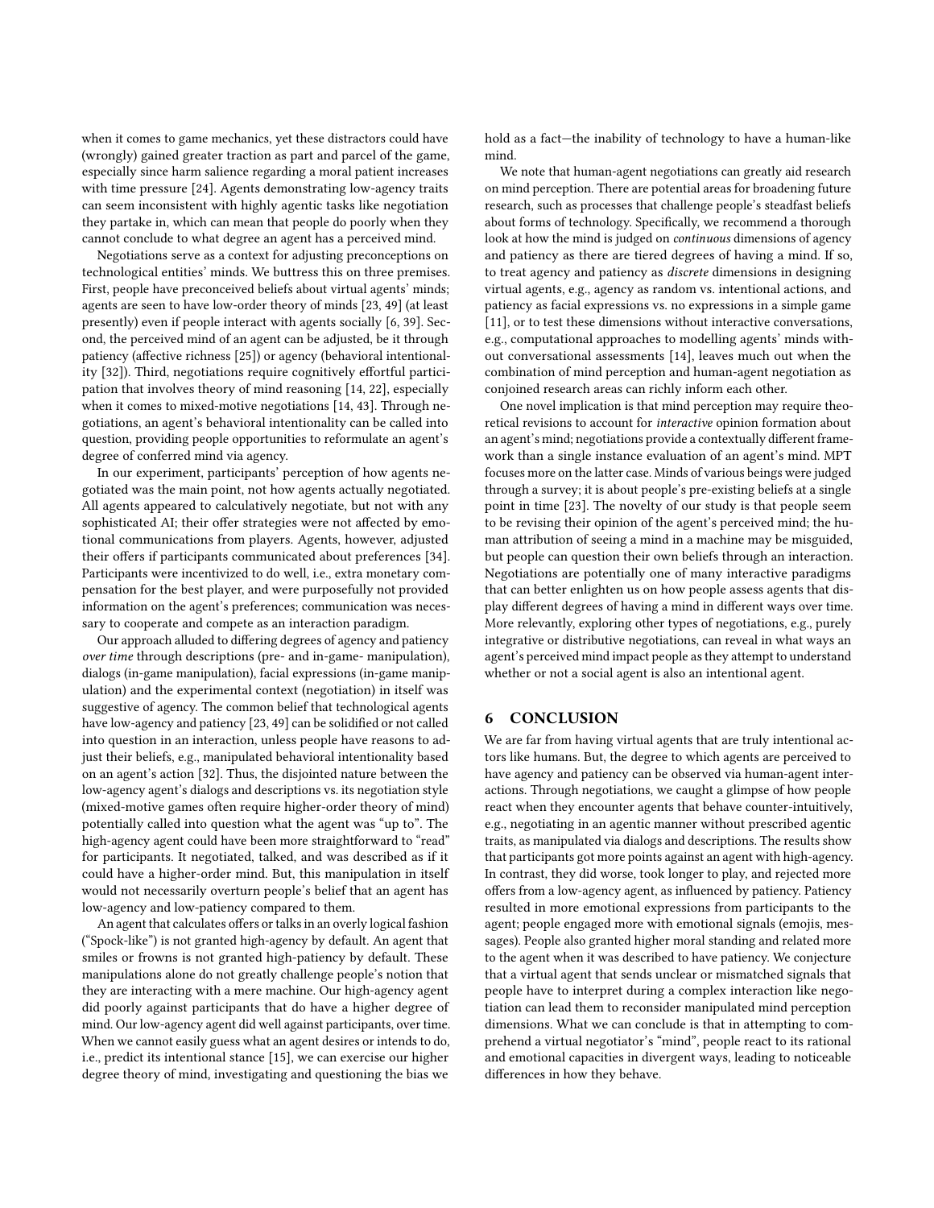when it comes to game mechanics, yet these distractors could have (wrongly) gained greater traction as part and parcel of the game, especially since harm salience regarding a moral patient increases with time pressure [24]. Agents demonstrating low-agency traits can seem inconsistent with highly agentic tasks like negotiation they partake in, which can mean that people do poorly when they cannot conclude to what degree an agent has a perceived mind.

Negotiations serve as a context for adjusting preconceptions on technological entities' minds. We buttress this on three premises. First, people have preconceived beliefs about virtual agents' minds; agents are seen to have low-order theory of minds [23, 49] (at least presently) even if people interact with agents socially [6, 39]. Second, the perceived mind of an agent can be adjusted, be it through patiency (affective richness [25]) or agency (behavioral intentionality [32]). Third, negotiations require cognitively effortful participation that involves theory of mind reasoning [14, 22], especially when it comes to mixed-motive negotiations [14, 43]. Through negotiations, an agent's behavioral intentionality can be called into question, providing people opportunities to reformulate an agent's degree of conferred mind via agency.

In our experiment, participants' perception of how agents negotiated was the main point, not how agents actually negotiated. All agents appeared to calculatively negotiate, but not with any sophisticated AI; their offer strategies were not affected by emotional communications from players. Agents, however, adjusted their offers if participants communicated about preferences [34]. Participants were incentivized to do well, i.e., extra monetary compensation for the best player, and were purposefully not provided information on the agent's preferences; communication was necessary to cooperate and compete as an interaction paradigm.

Our approach alluded to differing degrees of agency and patiency *over time* through descriptions (pre- and in-game- manipulation), dialogs (in-game manipulation), facial expressions (in-game manipulation) and the experimental context (negotiation) in itself was suggestive of agency. The common belief that technological agents have low-agency and patiency [23, 49] can be solidified or not called into question in an interaction, unless people have reasons to adjust their beliefs, e.g., manipulated behavioral intentionality based on an agent's action [32]. Thus, the disjointed nature between the low-agency agent's dialogs and descriptions vs. its negotiation style (mixed-motive games often require higher-order theory of mind) potentially called into question what the agent was "up to". The high-agency agent could have been more straightforward to "read" for participants. It negotiated, talked, and was described as if it could have a higher-order mind. But, this manipulation in itself would not necessarily overturn people's belief that an agent has low-agency and low-patiency compared to them.

An agent that calculates offers or talks in an overly logical fashion ("Spock-like") is not granted high-agency by default. An agent that smiles or frowns is not granted high-patiency by default. These manipulations alone do not greatly challenge people's notion that they are interacting with a mere machine. Our high-agency agent did poorly against participants that do have a higher degree of mind. Our low-agency agent did well against participants, over time. When we cannot easily guess what an agent desires or intends to do, i.e., predict its intentional stance [15], we can exercise our higher degree theory of mind, investigating and questioning the bias we hold as a fact—the inability of technology to have a human-like mind.

We note that human-agent negotiations can greatly aid research on mind perception. There are potential areas for broadening future research, such as processes that challenge people's steadfast beliefs about forms of technology. Specifically, we recommend a thorough look at how the mind is judged on *continuous* dimensions of agency and patiency as there are tiered degrees of having a mind. If so, to treat agency and patiency as *discrete* dimensions in designing virtual agents, e.g., agency as random vs. intentional actions, and patiency as facial expressions vs. no expressions in a simple game [11], or to test these dimensions without interactive conversations, e.g., computational approaches to modelling agents' minds without conversational assessments [14], leaves much out when the combination of mind perception and human-agent negotiation as conjoined research areas can richly inform each other.

One novel implication is that mind perception may require theoretical revisions to account for *interactive* opinion formation about an agent's mind; negotiations provide a contextually different framework than a single instance evaluation of an agent's mind. MPT focuses more on the latter case. Minds of various beings were judged through a survey; it is about people's pre-existing beliefs at a single point in time [23]. The novelty of our study is that people seem to be revising their opinion of the agent's perceived mind; the human attribution of seeing a mind in a machine may be misguided, but people can question their own beliefs through an interaction. Negotiations are potentially one of many interactive paradigms that can better enlighten us on how people assess agents that display different degrees of having a mind in different ways over time. More relevantly, exploring other types of negotiations, e.g., purely integrative or distributive negotiations, can reveal in what ways an agent's perceived mind impact people as they attempt to understand whether or not a social agent is also an intentional agent.

## 6 CONCLUSION

We are far from having virtual agents that are truly intentional actors like humans. But, the degree to which agents are perceived to have agency and patiency can be observed via human-agent interactions. Through negotiations, we caught a glimpse of how people react when they encounter agents that behave counter-intuitively, e.g., negotiating in an agentic manner without prescribed agentic traits, as manipulated via dialogs and descriptions. The results show that participants got more points against an agent with high-agency. In contrast, they did worse, took longer to play, and rejected more offers from a low-agency agent, as influenced by patiency. Patiency resulted in more emotional expressions from participants to the agent; people engaged more with emotional signals (emojis, messages). People also granted higher moral standing and related more to the agent when it was described to have patiency. We conjecture that a virtual agent that sends unclear or mismatched signals that people have to interpret during a complex interaction like negotiation can lead them to reconsider manipulated mind perception dimensions. What we can conclude is that in attempting to comprehend a virtual negotiator's "mind", people react to its rational and emotional capacities in divergent ways, leading to noticeable differences in how they behave.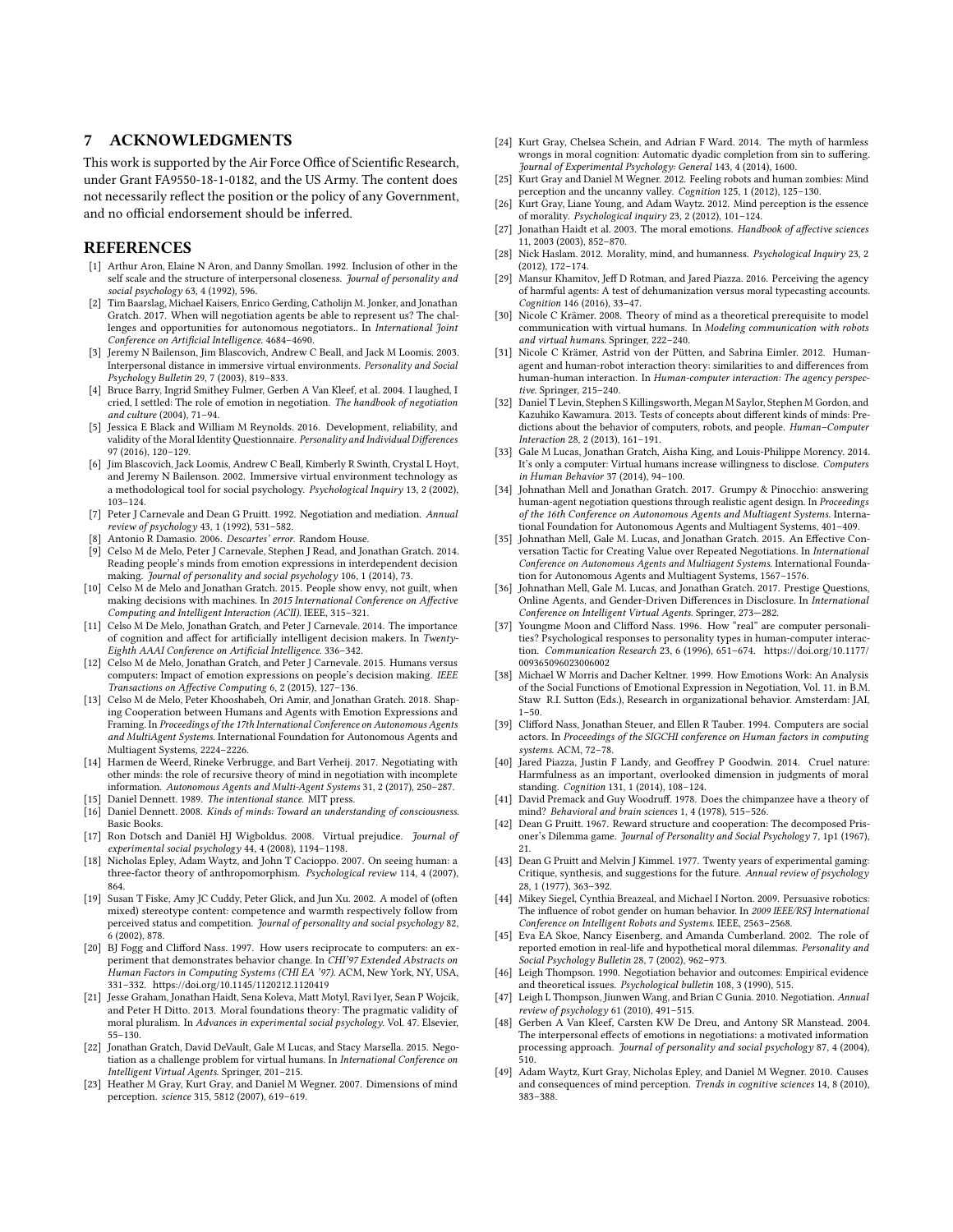## 7 ACKNOWLEDGMENTS

This work is supported by the Air Force Office of Scientific Research, under Grant FA9550-18-1-0182, and the US Army. The content does not necessarily reflect the position or the policy of any Government, and no official endorsement should be inferred.

## REFERENCES

- [1] Arthur Aron, Elaine N Aron, and Danny Smollan. 1992. Inclusion of other in the self scale and the structure of interpersonal closeness. *Journal of personality and social psychology* 63, 4 (1992), 596.
- [2] Tim Baarslag, Michael Kaisers, Enrico Gerding, Catholijn M. Jonker, and Jonathan Gratch. 2017. When will negotiation agents be able to represent us? The challenges and opportunities for autonomous negotiators.. In *International Joint Conference on Artificial Intelligence*. 4684–4690.
- [3] Jeremy N Bailenson, Jim Blascovich, Andrew C Beall, and Jack M Loomis. 2003. Interpersonal distance in immersive virtual environments. *Personality and Social Psychology Bulletin* 29, 7 (2003), 819–833.
- [4] Bruce Barry, Ingrid Smithey Fulmer, Gerben A Van Kleef, et al. 2004. I laughed, I cried, I settled: The role of emotion in negotiation. *The handbook of negotiation and culture* (2004), 71–94.
- [5] Jessica E Black and William M Reynolds. 2016. Development, reliability, and validity of the Moral Identity Questionnaire. *Personality and Individual Differences* 97 (2016), 120–129.
- [6] Jim Blascovich, Jack Loomis, Andrew C Beall, Kimberly R Swinth, Crystal L Hoyt, and Jeremy N Bailenson. 2002. Immersive virtual environment technology as a methodological tool for social psychology. *Psychological Inquiry* 13, 2 (2002), 103–124.
- [7] Peter J Carnevale and Dean G Pruitt. 1992. Negotiation and mediation. *Annual review of psychology* 43, 1 (1992), 531–582.
- [8] Antonio R Damasio. 2006. *Descartes' error*. Random House.
- [9] Celso M de Melo, Peter J Carnevale, Stephen J Read, and Jonathan Gratch. 2014. Reading people's minds from emotion expressions in interdependent decision making. *Journal of personality and social psychology* 106, 1 (2014), 73.
- [10] Celso M de Melo and Jonathan Gratch. 2015. People show envy, not guilt, when making decisions with machines. In *2015 International Conference on Affective Computing and Intelligent Interaction (ACII)*. IEEE, 315–321.
- [11] Celso M De Melo, Jonathan Gratch, and Peter J Carnevale. 2014. The importance of cognition and affect for artificially intelligent decision makers. In *Twenty-Eighth AAAI Conference on Artificial Intelligence*. 336–342.
- [12] Celso M de Melo, Jonathan Gratch, and Peter J Carnevale. 2015. Humans versus computers: Impact of emotion expressions on people's decision making. *IEEE Transactions on Affective Computing* 6, 2 (2015), 127–136.
- [13] Celso M de Melo, Peter Khooshabeh, Ori Amir, and Jonathan Gratch. 2018. Shaping Cooperation between Humans and Agents with Emotion Expressions and Framing. In *Proceedings of the 17th International Conference on Autonomous Agents and MultiAgent Systems*. International Foundation for Autonomous Agents and Multiagent Systems, 2224–2226.
- [14] Harmen de Weerd, Rineke Verbrugge, and Bart Verheij. 2017. Negotiating with other minds: the role of recursive theory of mind in negotiation with incomplete information. *Autonomous Agents and Multi-Agent Systems* 31, 2 (2017), 250–287.
- [15] Daniel Dennett. 1989. *The intentional stance*. MIT press.
- [16] Daniel Dennett. 2008. *Kinds of minds: Toward an understanding of consciousness*. Basic Books.
- [17] Ron Dotsch and Daniël HJ Wigboldus. 2008. Virtual prejudice. *Journal of experimental social psychology* 44, 4 (2008), 1194–1198.
- [18] Nicholas Epley, Adam Waytz, and John T Cacioppo. 2007. On seeing human: a three-factor theory of anthropomorphism. *Psychological review* 114, 4 (2007), 864.
- [19] Susan T Fiske, Amy JC Cuddy, Peter Glick, and Jun Xu. 2002. A model of (often mixed) stereotype content: competence and warmth respectively follow from perceived status and competition. *Journal of personality and social psychology* 82, 6 (2002), 878.
- [20] BJ Fogg and Clifford Nass. 1997. How users reciprocate to computers: an experiment that demonstrates behavior change. In *CHI'97 Extended Abstracts on Human Factors in Computing Systems (CHI EA '97)*. ACM, New York, NY, USA, 331–332. https://doi.org/10.1145/1120212.1120419
- [21] Jesse Graham, Jonathan Haidt, Sena Koleva, Matt Motyl, Ravi Iyer, Sean P Wojcik, and Peter H Ditto. 2013. Moral foundations theory: The pragmatic validity of moral pluralism. In *Advances in experimental social psychology*. Vol. 47. Elsevier, 55–130.
- [22] Jonathan Gratch, David DeVault, Gale M Lucas, and Stacy Marsella. 2015. Negotiation as a challenge problem for virtual humans. In *International Conference on Intelligent Virtual Agents*. Springer, 201–215.
- [23] Heather M Gray, Kurt Gray, and Daniel M Wegner. 2007. Dimensions of mind perception. *science* 315, 5812 (2007), 619–619.
- [24] Kurt Gray, Chelsea Schein, and Adrian F Ward. 2014. The myth of harmless wrongs in moral cognition: Automatic dyadic completion from sin to suffering. *Journal of Experimental Psychology: General* 143, 4 (2014), 1600.
- [25] Kurt Gray and Daniel M Wegner. 2012. Feeling robots and human zombies: Mind perception and the uncanny valley. *Cognition* 125, 1 (2012), 125–130.
- [26] Kurt Gray, Liane Young, and Adam Waytz. 2012. Mind perception is the essence of morality. *Psychological inquiry* 23, 2 (2012), 101–124.
- [27] Jonathan Haidt et al. 2003. The moral emotions. *Handbook of affective sciences* 11, 2003 (2003), 852–870.
- [28] Nick Haslam. 2012. Morality, mind, and humanness. *Psychological Inquiry* 23, 2 (2012), 172–174.
- [29] Mansur Khamitov, Jeff D Rotman, and Jared Piazza. 2016. Perceiving the agency of harmful agents: A test of dehumanization versus moral typecasting accounts. *Cognition* 146 (2016), 33–47.
- [30] Nicole C Krämer. 2008. Theory of mind as a theoretical prerequisite to model communication with virtual humans. In *Modeling communication with robots and virtual humans*. Springer, 222–240.
- [31] Nicole C Krämer, Astrid von der Pütten, and Sabrina Eimler. 2012. Human-agent and human-robot interaction theory: similarities to and differences from human-human interaction. In *Human-computer interaction: The agency perspective*. Springer, 215–240.
- [32] Daniel T Levin, Stephen S Killingsworth, Megan M Saylor, Stephen M Gordon, and Kazuhiko Kawamura. 2013. Tests of concepts about different kinds of minds: Predictions about the behavior of computers, robots, and people. *Human–Computer Interaction* 28, 2 (2013), 161–191.
- [33] Gale M Lucas, Jonathan Gratch, Aisha King, and Louis-Philippe Morency. 2014. It's only a computer: Virtual humans increase willingness to disclose. *Computers in Human Behavior* 37 (2014), 94–100.
- [34] Johnathan Mell and Jonathan Gratch. 2017. Grumpy & Pinocchio: answering human-agent negotiation questions through realistic agent design. In *Proceedings of the 16th Conference on Autonomous Agents and MultiAgent Systems*. International Foundation for Autonomous Agents and Multiagent Systems, 401–409.
- [35] Johnathan Mell, Gale M. Lucas, and Jonathan Gratch. 2015. An Effective Conversation Tactic for Creating Value over Repeated Negotiations. In *International Conference on Autonomous Agents and Multiagent Systems*. International Foundation for Autonomous Agents and Multiagent Systems, 1567–1576.
- [36] Johnathan Mell, Gale M. Lucas, and Jonathan Gratch. 2017. Prestige Questions, Online Agents, and Gender-Driven Differences in Disclosure. In *International Conference on Intelligent Virtual Agents*. Springer, 273–282.
- [37] Youngme Moon and Clifford Nass. 1996. How "real" are computer personalities? Psychological responses to personality types in human-computer interaction. *Communication Research* 23, 6 (1996), 651–674. https://doi.org/10.1177/009365096023006002
- [38] Michael W Morris and Dacher Keltner. 1999. How Emotions Work: An Analysis of the Social Functions of Emotional Expression in Negotiation, Vol. 11. in B.M. Staw R.I. Sutton (Eds.), Research in organizational behavior. Amsterdam: JAI, 1–50.
- [39] Clifford Nass, Jonathan Steuer, and Ellen R Tauber. 1994. Computers are social actors. In *Proceedings of the SIGCHI conference on Human factors in computing systems*. ACM, 72–78.
- [40] Jared Piazza, Justin F Landy, and Geoffrey P Goodwin. 2014. Cruel nature: Harmfulness as an important, overlooked dimension in judgments of moral standing. *Cognition* 131, 1 (2014), 108–124.
- [41] David Premack and Guy Woodruff. 1978. Does the chimpanzee have a theory of mind? *Behavioral and brain sciences* 1, 4 (1978), 515–526.
- [42] Dean G Pruitt. 1967. Reward structure and cooperation: The decomposed Prisoner's Dilemma game. *Journal of Personality and Social Psychology* 7, 1p1 (1967), 21.
- [43] Dean G Pruitt and Melvin J Kimmel. 1977. Twenty years of experimental gaming: Critique, synthesis, and suggestions for the future. *Annual review of psychology* 28, 1 (1977), 363–392.
- [44] Mikey Siegel, Cynthia Breazeal, and Michael I Norton. 2009. Persuasive robotics: The influence of robot gender on human behavior. In *2009 IEEE/RSJ International Conference on Intelligent Robots and Systems*. IEEE, 2563–2568.
- [45] Eva EA Skoe, Nancy Eisenberg, and Amanda Cumberland. 2002. The role of reported emotion in real-life and hypothetical moral dilemmas. *Personality and Social Psychology Bulletin* 28, 7 (2002), 962–973.
- [46] Leigh Thompson. 1990. Negotiation behavior and outcomes: Empirical evidence and theoretical issues. *Psychological bulletin* 108, 3 (1990), 515.
- [47] Leigh L Thompson, Jiunwen Wang, and Brian C Gunia. 2010. Negotiation. *Annual review of psychology* 61 (2010), 491–515.
- [48] Gerben A Van Kleef, Carsten KW De Dreu, and Antony SR Manstead. 2004. The interpersonal effects of emotions in negotiations: a motivated information processing approach. *Journal of personality and social psychology* 87, 4 (2004), 510.
- [49] Adam Waytz, Kurt Gray, Nicholas Epley, and Daniel M Wegner. 2010. Causes and consequences of mind perception. *Trends in cognitive sciences* 14, 8 (2010), 383–388.